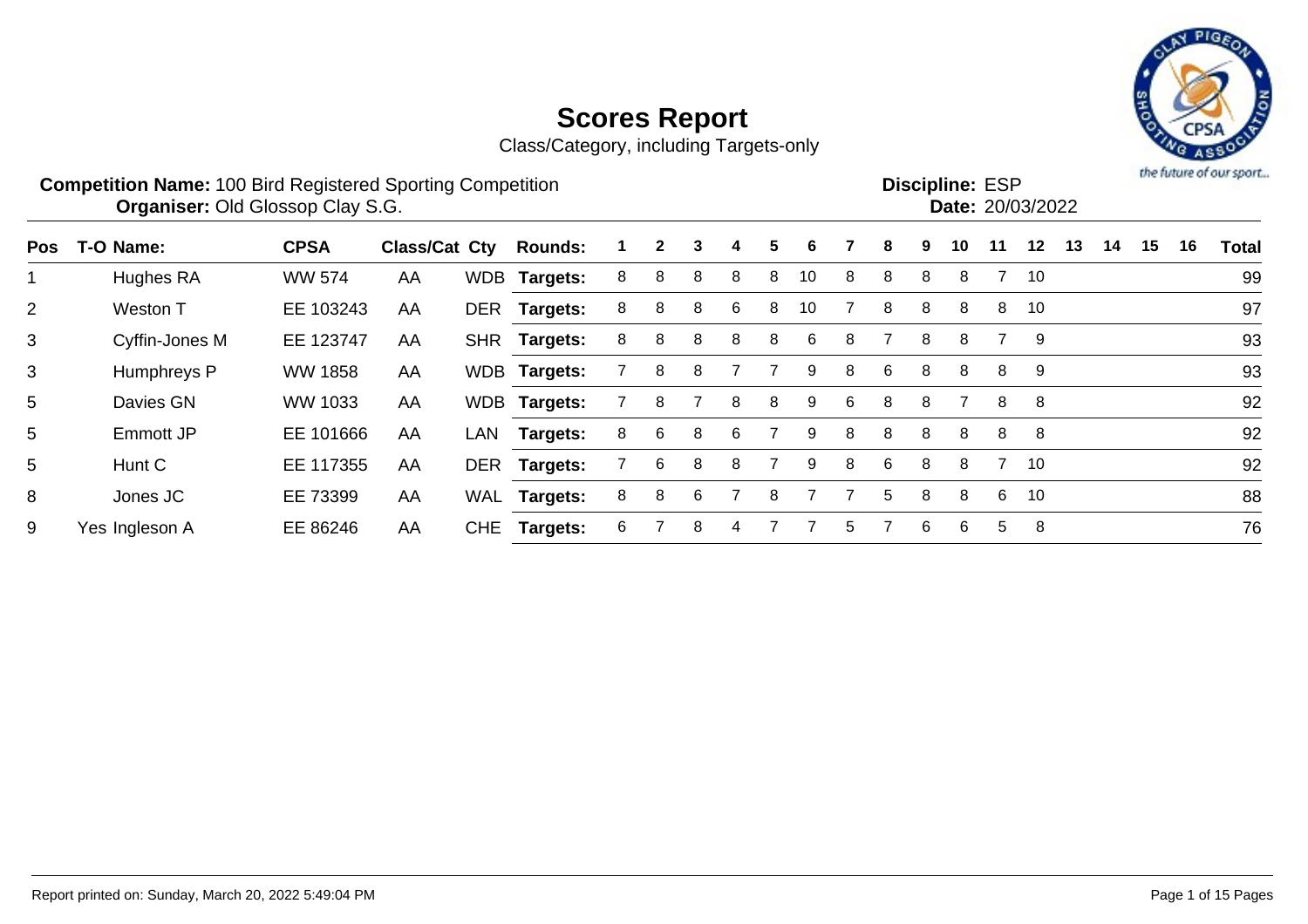# Scores Report

Class/Category, including Targets-only

**Competition Name:** 100 Bird Registered Sporting Competition
**Organiser:** Old Glossop Clay S.G.

**Discipline:** ESP
**Date:** 20/03/2022

| Pos | T-O | Name: | CPSA | Class/Cat | Cty | Rounds: | 1 | 2 | 3 | 4 | 5 | 6 | 7 | 8 | 9 | 10 | 11 | 12 | 13 | 14 | 15 | 16 | Total |
|---|---|---|---|---|---|---|---|---|---|---|---|---|---|---|---|---|---|---|---|---|---|---|---|
| 1 | | Hughes RA | WW 574 | AA | WDB | Targets: | 8 | 8 | 8 | 8 | 8 | 10 | 8 | 8 | 8 | 8 | 7 | 10 | | | | | 99 |
| 2 | | Weston T | EE 103243 | AA | DER | Targets: | 8 | 8 | 8 | 6 | 8 | 10 | 7 | 8 | 8 | 8 | 8 | 10 | | | | | 97 |
| 3 | | Cyffin-Jones M | EE 123747 | AA | SHR | Targets: | 8 | 8 | 8 | 8 | 8 | 6 | 8 | 7 | 8 | 8 | 7 | 9 | | | | | 93 |
| 3 | | Humphreys P | WW 1858 | AA | WDB | Targets: | 7 | 8 | 8 | 7 | 7 | 9 | 8 | 6 | 8 | 8 | 8 | 9 | | | | | 93 |
| 5 | | Davies GN | WW 1033 | AA | WDB | Targets: | 7 | 8 | 7 | 8 | 8 | 9 | 6 | 8 | 8 | 7 | 8 | 8 | | | | | 92 |
| 5 | | Emmott JP | EE 101666 | AA | LAN | Targets: | 8 | 6 | 8 | 6 | 7 | 9 | 8 | 8 | 8 | 8 | 8 | 8 | | | | | 92 |
| 5 | | Hunt C | EE 117355 | AA | DER | Targets: | 7 | 6 | 8 | 8 | 7 | 9 | 8 | 6 | 8 | 8 | 7 | 10 | | | | | 92 |
| 8 | | Jones JC | EE 73399 | AA | WAL | Targets: | 8 | 8 | 6 | 7 | 8 | 7 | 7 | 5 | 8 | 8 | 6 | 10 | | | | | 88 |
| 9 | Yes | Ingleson A | EE 86246 | AA | CHE | Targets: | 6 | 7 | 8 | 4 | 7 | 7 | 5 | 7 | 6 | 6 | 5 | 8 | | | | | 76 |

Report printed on: Sunday, March 20, 2022 5:49:04 PM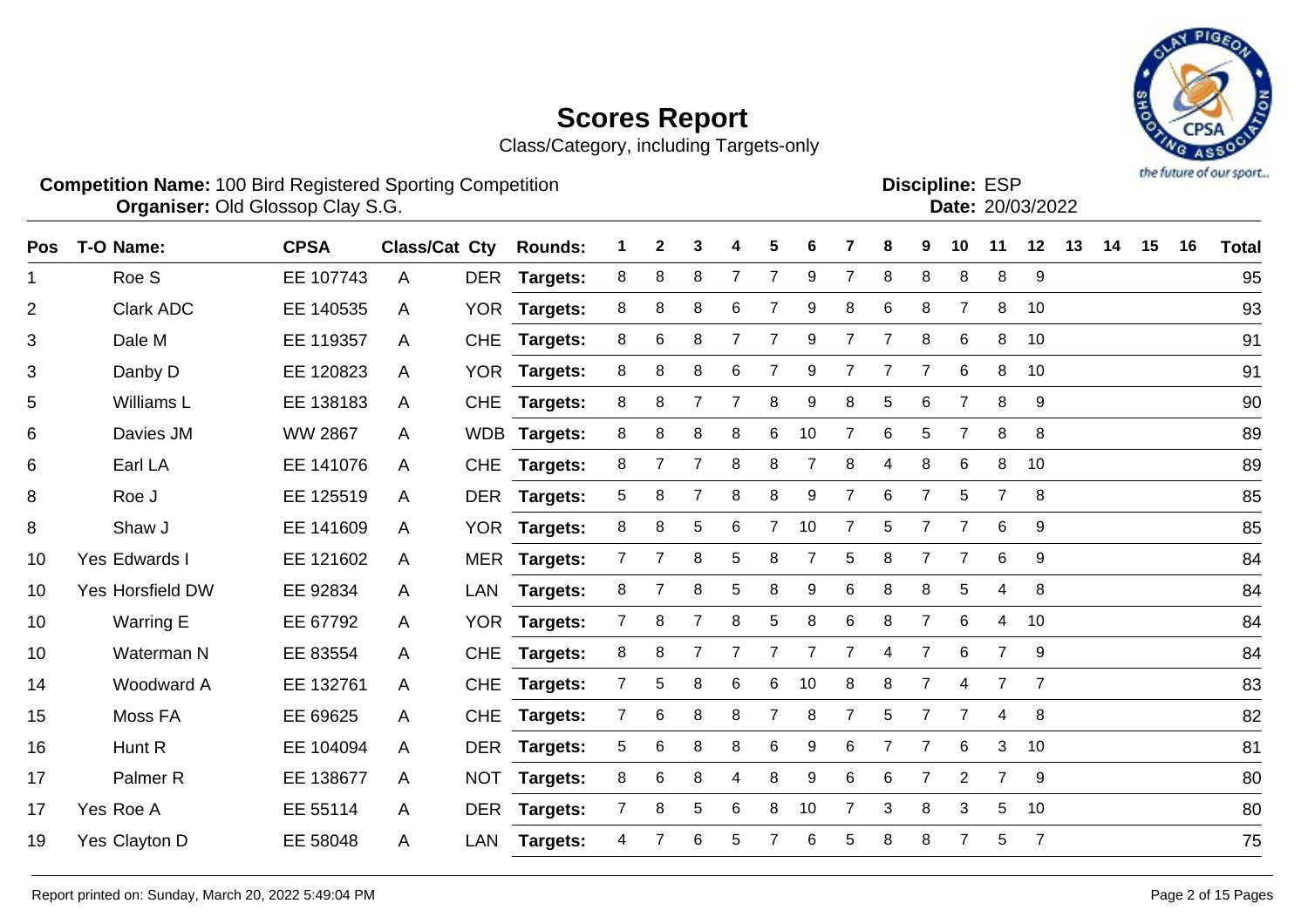# Scores Report

Class/Category, including Targets-only

**Competition Name:** 100 Bird Registered Sporting Competition
**Organiser:** Old Glossop Clay S.G.

**Discipline:** ESP
**Date:** 20/03/2022

| Pos | T-O | Name: | CPSA | Class/Cat | Cty | Rounds: | 1 | 2 | 3 | 4 | 5 | 6 | 7 | 8 | 9 | 10 | 11 | 12 | 13 | 14 | 15 | 16 | Total |
|---|---|---|---|---|---|---|---|---|---|---|---|---|---|---|---|---|---|---|---|---|---|---|---|
| 1 | | Roe S | EE 107743 | A | DER | Targets: | 8 | 8 | 8 | 7 | 7 | 9 | 7 | 8 | 8 | 8 | 8 | 9 | | | | | 95 |
| 2 | | Clark ADC | EE 140535 | A | YOR | Targets: | 8 | 8 | 8 | 6 | 7 | 9 | 8 | 6 | 8 | 7 | 8 | 10 | | | | | 93 |
| 3 | | Dale M | EE 119357 | A | CHE | Targets: | 8 | 6 | 8 | 7 | 7 | 9 | 7 | 7 | 8 | 6 | 8 | 10 | | | | | 91 |
| 3 | | Danby D | EE 120823 | A | YOR | Targets: | 8 | 8 | 8 | 6 | 7 | 9 | 7 | 7 | 7 | 6 | 8 | 10 | | | | | 91 |
| 5 | | Williams L | EE 138183 | A | CHE | Targets: | 8 | 8 | 7 | 7 | 8 | 9 | 8 | 5 | 6 | 7 | 8 | 9 | | | | | 90 |
| 6 | | Davies JM | WW 2867 | A | WDB | Targets: | 8 | 8 | 8 | 8 | 6 | 10 | 7 | 6 | 5 | 7 | 8 | 8 | | | | | 89 |
| 6 | | Earl LA | EE 141076 | A | CHE | Targets: | 8 | 7 | 7 | 8 | 8 | 7 | 8 | 4 | 8 | 6 | 8 | 10 | | | | | 89 |
| 8 | | Roe J | EE 125519 | A | DER | Targets: | 5 | 8 | 7 | 8 | 8 | 9 | 7 | 6 | 7 | 5 | 7 | 8 | | | | | 85 |
| 8 | | Shaw J | EE 141609 | A | YOR | Targets: | 8 | 8 | 5 | 6 | 7 | 10 | 7 | 5 | 7 | 7 | 6 | 9 | | | | | 85 |
| 10 | Yes | Edwards I | EE 121602 | A | MER | Targets: | 7 | 7 | 8 | 5 | 8 | 7 | 5 | 8 | 7 | 7 | 6 | 9 | | | | | 84 |
| 10 | Yes | Horsfield DW | EE 92834 | A | LAN | Targets: | 8 | 7 | 8 | 5 | 8 | 9 | 6 | 8 | 8 | 5 | 4 | 8 | | | | | 84 |
| 10 | | Warring E | EE 67792 | A | YOR | Targets: | 7 | 8 | 7 | 8 | 5 | 8 | 6 | 8 | 7 | 6 | 4 | 10 | | | | | 84 |
| 10 | | Waterman N | EE 83554 | A | CHE | Targets: | 8 | 8 | 7 | 7 | 7 | 7 | 7 | 4 | 7 | 6 | 7 | 9 | | | | | 84 |
| 14 | | Woodward A | EE 132761 | A | CHE | Targets: | 7 | 5 | 8 | 6 | 6 | 10 | 8 | 8 | 7 | 4 | 7 | 7 | | | | | 83 |
| 15 | | Moss FA | EE 69625 | A | CHE | Targets: | 7 | 6 | 8 | 8 | 7 | 8 | 7 | 5 | 7 | 7 | 4 | 8 | | | | | 82 |
| 16 | | Hunt R | EE 104094 | A | DER | Targets: | 5 | 6 | 8 | 8 | 6 | 9 | 6 | 7 | 7 | 6 | 3 | 10 | | | | | 81 |
| 17 | | Palmer R | EE 138677 | A | NOT | Targets: | 8 | 6 | 8 | 4 | 8 | 9 | 6 | 6 | 7 | 2 | 7 | 9 | | | | | 80 |
| 17 | Yes | Roe A | EE 55114 | A | DER | Targets: | 7 | 8 | 5 | 6 | 8 | 10 | 7 | 3 | 8 | 3 | 5 | 10 | | | | | 80 |
| 19 | Yes | Clayton D | EE 58048 | A | LAN | Targets: | 4 | 7 | 6 | 5 | 7 | 6 | 5 | 8 | 8 | 7 | 5 | 7 | | | | | 75 |

Report printed on: Sunday, March 20, 2022 5:49:04 PM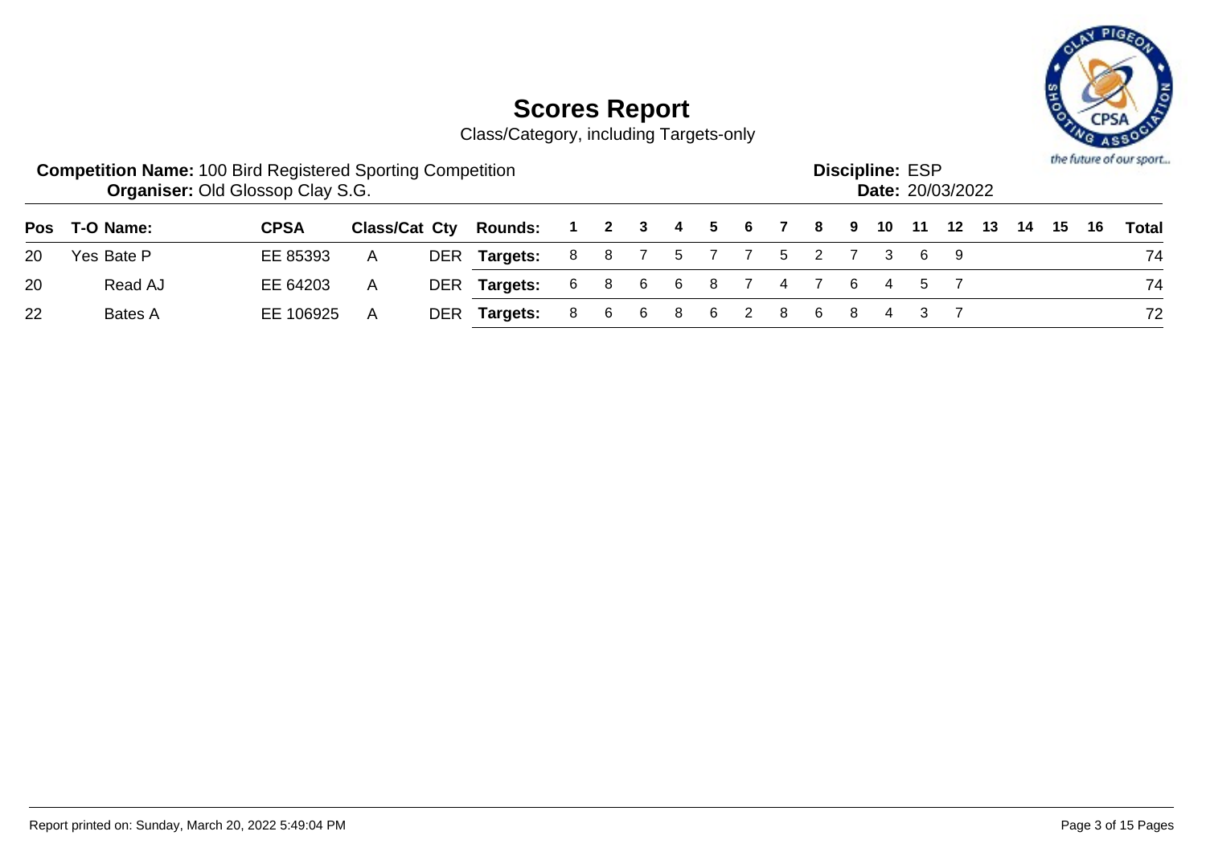# Scores Report

Class/Category, including Targets-only

**Competition Name:** 100 Bird Registered Sporting Competition
**Organiser:** Old Glossop Clay S.G.

**Discipline:** ESP
**Date:** 20/03/2022

| Pos | T-O | Name: | CPSA | Class/Cat | Cty | Rounds: | 1 | 2 | 3 | 4 | 5 | 6 | 7 | 8 | 9 | 10 | 11 | 12 | 13 | 14 | 15 | 16 | Total |
|---|---|---|---|---|---|---|---|---|---|---|---|---|---|---|---|---|---|---|---|---|---|---|---|
| 20 | Yes | Bate P | EE 85393 | A | DER | Targets: | 8 | 8 | 7 | 5 | 7 | 7 | 5 | 2 | 7 | 3 | 6 | 9 | | | | | 74 |
| 20 | | Read AJ | EE 64203 | A | DER | Targets: | 6 | 8 | 6 | 6 | 8 | 7 | 4 | 7 | 6 | 4 | 5 | 7 | | | | | 74 |
| 22 | | Bates A | EE 106925 | A | DER | Targets: | 8 | 6 | 6 | 8 | 6 | 2 | 8 | 6 | 8 | 4 | 3 | 7 | | | | | 72 |

Report printed on: Sunday, March 20, 2022 5:49:04 PM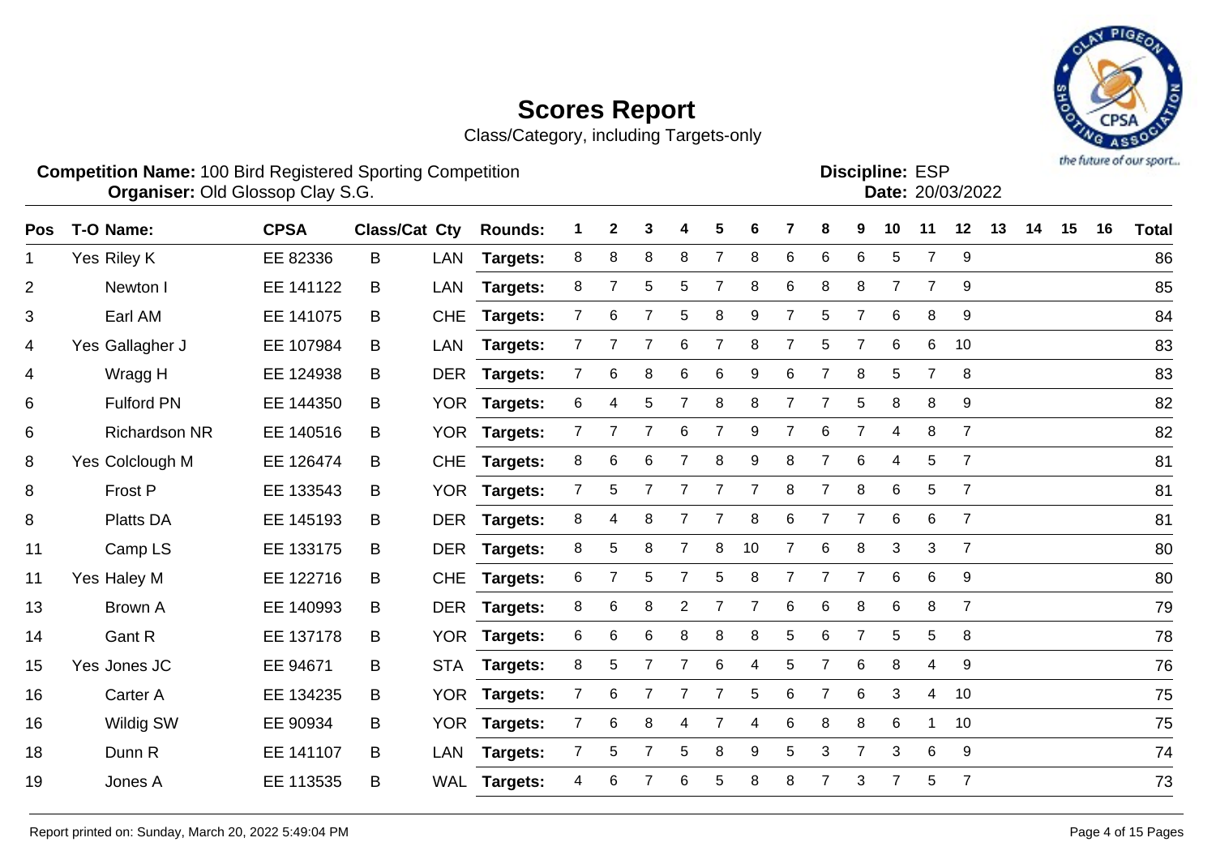# Scores Report

Class/Category, including Targets-only

**Competition Name:** 100 Bird Registered Sporting Competition
**Organiser:** Old Glossop Clay S.G.

**Discipline:** ESP
**Date:** 20/03/2022

| Pos | T-O | Name: | CPSA | Class/Cat | Cty | Rounds: | 1 | 2 | 3 | 4 | 5 | 6 | 7 | 8 | 9 | 10 | 11 | 12 | 13 | 14 | 15 | 16 | Total |
|---|---|---|---|---|---|---|---|---|---|---|---|---|---|---|---|---|---|---|---|---|---|---|---|
| 1 | Yes | Riley K | EE 82336 | B | LAN | Targets: | 8 | 8 | 8 | 8 | 7 | 8 | 6 | 6 | 6 | 5 | 7 | 9 | | | | | 86 |
| 2 | | Newton I | EE 141122 | B | LAN | Targets: | 8 | 7 | 5 | 5 | 7 | 8 | 6 | 8 | 8 | 7 | 7 | 9 | | | | | 85 |
| 3 | | Earl AM | EE 141075 | B | CHE | Targets: | 7 | 6 | 7 | 5 | 8 | 9 | 7 | 5 | 7 | 6 | 8 | 9 | | | | | 84 |
| 4 | Yes | Gallagher J | EE 107984 | B | LAN | Targets: | 7 | 7 | 7 | 6 | 7 | 8 | 7 | 5 | 7 | 6 | 6 | 10 | | | | | 83 |
| 4 | | Wragg H | EE 124938 | B | DER | Targets: | 7 | 6 | 8 | 6 | 6 | 9 | 6 | 7 | 8 | 5 | 7 | 8 | | | | | 83 |
| 6 | | Fulford PN | EE 144350 | B | YOR | Targets: | 6 | 4 | 5 | 7 | 8 | 8 | 7 | 7 | 5 | 8 | 8 | 9 | | | | | 82 |
| 6 | | Richardson NR | EE 140516 | B | YOR | Targets: | 7 | 7 | 7 | 6 | 7 | 9 | 7 | 6 | 7 | 4 | 8 | 7 | | | | | 82 |
| 8 | Yes | Colclough M | EE 126474 | B | CHE | Targets: | 8 | 6 | 6 | 7 | 8 | 9 | 8 | 7 | 6 | 4 | 5 | 7 | | | | | 81 |
| 8 | | Frost P | EE 133543 | B | YOR | Targets: | 7 | 5 | 7 | 7 | 7 | 7 | 8 | 7 | 8 | 6 | 5 | 7 | | | | | 81 |
| 8 | | Platts DA | EE 145193 | B | DER | Targets: | 8 | 4 | 8 | 7 | 7 | 8 | 6 | 7 | 7 | 6 | 6 | 7 | | | | | 81 |
| 11 | | Camp LS | EE 133175 | B | DER | Targets: | 8 | 5 | 8 | 7 | 8 | 10 | 7 | 6 | 8 | 3 | 3 | 7 | | | | | 80 |
| 11 | Yes | Haley M | EE 122716 | B | CHE | Targets: | 6 | 7 | 5 | 7 | 5 | 8 | 7 | 7 | 7 | 6 | 6 | 9 | | | | | 80 |
| 13 | | Brown A | EE 140993 | B | DER | Targets: | 8 | 6 | 8 | 2 | 7 | 7 | 6 | 6 | 8 | 6 | 8 | 7 | | | | | 79 |
| 14 | | Gant R | EE 137178 | B | YOR | Targets: | 6 | 6 | 6 | 8 | 8 | 8 | 5 | 6 | 7 | 5 | 5 | 8 | | | | | 78 |
| 15 | Yes | Jones JC | EE 94671 | B | STA | Targets: | 8 | 5 | 7 | 7 | 6 | 4 | 5 | 7 | 6 | 8 | 4 | 9 | | | | | 76 |
| 16 | | Carter A | EE 134235 | B | YOR | Targets: | 7 | 6 | 7 | 7 | 7 | 5 | 6 | 7 | 6 | 3 | 4 | 10 | | | | | 75 |
| 16 | | Wildig SW | EE 90934 | B | YOR | Targets: | 7 | 6 | 8 | 4 | 7 | 4 | 6 | 8 | 8 | 6 | 1 | 10 | | | | | 75 |
| 18 | | Dunn R | EE 141107 | B | LAN | Targets: | 7 | 5 | 7 | 5 | 8 | 9 | 5 | 3 | 7 | 3 | 6 | 9 | | | | | 74 |
| 19 | | Jones A | EE 113535 | B | WAL | Targets: | 4 | 6 | 7 | 6 | 5 | 8 | 8 | 7 | 3 | 7 | 5 | 7 | | | | | 73 |

Report printed on: Sunday, March 20, 2022 5:49:04 PM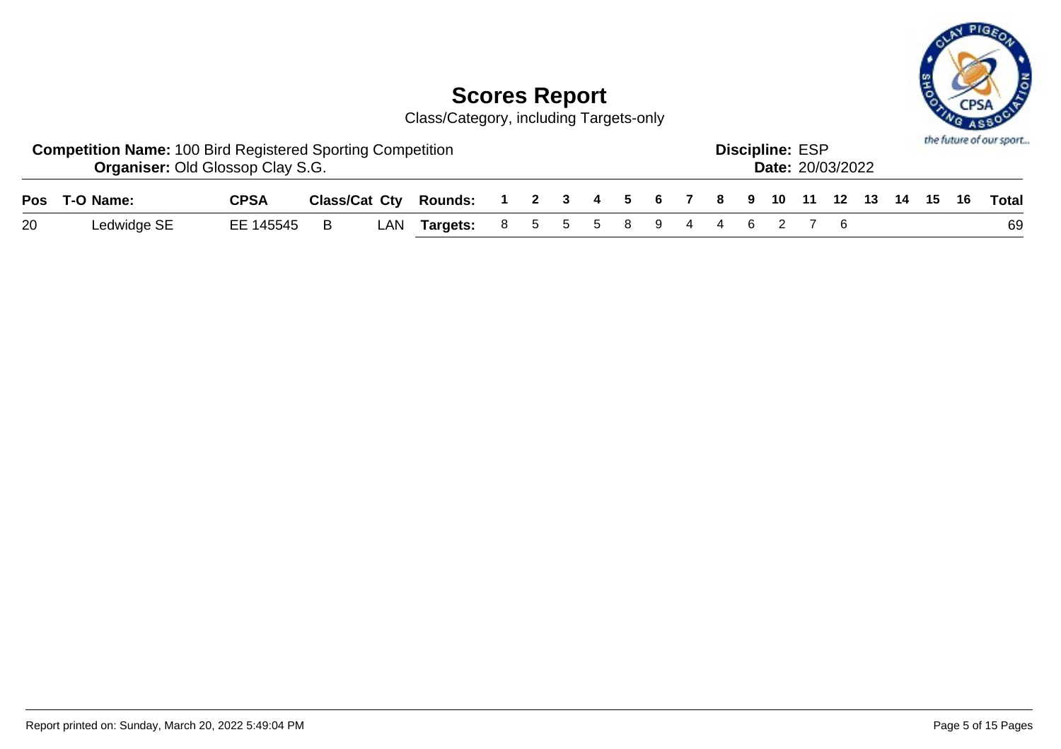# Scores Report

Class/Category, including Targets-only

**Competition Name:** 100 Bird Registered Sporting Competition
**Organiser:** Old Glossop Clay S.G.

**Discipline:** ESP
**Date:** 20/03/2022

| Pos | T-O | Name: | CPSA | Class/Cat | Cty | Rounds: | 1 | 2 | 3 | 4 | 5 | 6 | 7 | 8 | 9 | 10 | 11 | 12 | 13 | 14 | 15 | 16 | Total |
|---|---|---|---|---|---|---|---|---|---|---|---|---|---|---|---|---|---|---|---|---|---|---|---|
| 20 | | Ledwidge SE | EE 145545 | B | LAN | **Targets:** | 8 | 5 | 5 | 5 | 8 | 9 | 4 | 4 | 6 | 2 | 7 | 6 | | | | | 69 |

Report printed on: Sunday, March 20, 2022 5:49:04 PM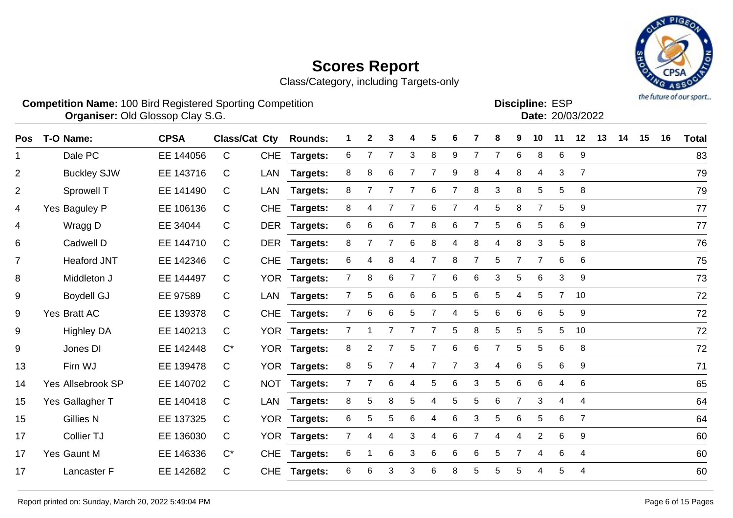# Scores Report

Class/Category, including Targets-only

**Competition Name:** 100 Bird Registered Sporting Competition
**Organiser:** Old Glossop Clay S.G.

**Discipline:** ESP
**Date:** 20/03/2022

| Pos | T-O | Name: | CPSA | Class/Cat | Cty | Rounds: | 1 | 2 | 3 | 4 | 5 | 6 | 7 | 8 | 9 | 10 | 11 | 12 | 13 | 14 | 15 | 16 | Total |
|---|---|---|---|---|---|---|---|---|---|---|---|---|---|---|---|---|---|---|---|---|---|---|---|
| 1 | | Dale PC | EE 144056 | C | CHE | Targets: | 6 | 7 | 7 | 3 | 8 | 9 | 7 | 7 | 6 | 8 | 6 | 9 | | | | | 83 |
| 2 | | Buckley SJW | EE 143716 | C | LAN | Targets: | 8 | 8 | 6 | 7 | 7 | 9 | 8 | 4 | 8 | 4 | 3 | 7 | | | | | 79 |
| 2 | | Sprowell T | EE 141490 | C | LAN | Targets: | 8 | 7 | 7 | 7 | 6 | 7 | 8 | 3 | 8 | 5 | 5 | 8 | | | | | 79 |
| 4 | Yes | Baguley P | EE 106136 | C | CHE | Targets: | 8 | 4 | 7 | 7 | 6 | 7 | 4 | 5 | 8 | 7 | 5 | 9 | | | | | 77 |
| 4 | | Wragg D | EE 34044 | C | DER | Targets: | 6 | 6 | 6 | 7 | 8 | 6 | 7 | 5 | 6 | 5 | 6 | 9 | | | | | 77 |
| 6 | | Cadwell D | EE 144710 | C | DER | Targets: | 8 | 7 | 7 | 6 | 8 | 4 | 8 | 4 | 8 | 3 | 5 | 8 | | | | | 76 |
| 7 | | Heaford JNT | EE 142346 | C | CHE | Targets: | 6 | 4 | 8 | 4 | 7 | 8 | 7 | 5 | 7 | 7 | 6 | 6 | | | | | 75 |
| 8 | | Middleton J | EE 144497 | C | YOR | Targets: | 7 | 8 | 6 | 7 | 7 | 6 | 6 | 3 | 5 | 6 | 3 | 9 | | | | | 73 |
| 9 | | Boydell GJ | EE 97589 | C | LAN | Targets: | 7 | 5 | 6 | 6 | 6 | 5 | 6 | 5 | 4 | 5 | 7 | 10 | | | | | 72 |
| 9 | Yes | Bratt AC | EE 139378 | C | CHE | Targets: | 7 | 6 | 6 | 5 | 7 | 4 | 5 | 6 | 6 | 6 | 5 | 9 | | | | | 72 |
| 9 | | Highley DA | EE 140213 | C | YOR | Targets: | 7 | 1 | 7 | 7 | 7 | 5 | 8 | 5 | 5 | 5 | 5 | 10 | | | | | 72 |
| 9 | | Jones DI | EE 142448 | C* | YOR | Targets: | 8 | 2 | 7 | 5 | 7 | 6 | 6 | 7 | 5 | 5 | 6 | 8 | | | | | 72 |
| 13 | | Firn WJ | EE 139478 | C | YOR | Targets: | 8 | 5 | 7 | 4 | 7 | 7 | 3 | 4 | 6 | 5 | 6 | 9 | | | | | 71 |
| 14 | Yes | Allsebrook SP | EE 140702 | C | NOT | Targets: | 7 | 7 | 6 | 4 | 5 | 6 | 3 | 5 | 6 | 6 | 4 | 6 | | | | | 65 |
| 15 | Yes | Gallagher T | EE 140418 | C | LAN | Targets: | 8 | 5 | 8 | 5 | 4 | 5 | 5 | 6 | 7 | 3 | 4 | 4 | | | | | 64 |
| 15 | | Gillies N | EE 137325 | C | YOR | Targets: | 6 | 5 | 5 | 6 | 4 | 6 | 3 | 5 | 6 | 5 | 6 | 7 | | | | | 64 |
| 17 | | Collier TJ | EE 136030 | C | YOR | Targets: | 7 | 4 | 4 | 3 | 4 | 6 | 7 | 4 | 4 | 2 | 6 | 9 | | | | | 60 |
| 17 | Yes | Gaunt M | EE 146336 | C* | CHE | Targets: | 6 | 1 | 6 | 3 | 6 | 6 | 6 | 5 | 7 | 4 | 6 | 4 | | | | | 60 |
| 17 | | Lancaster F | EE 142682 | C | CHE | Targets: | 6 | 6 | 3 | 3 | 6 | 8 | 5 | 5 | 5 | 4 | 5 | 4 | | | | | 60 |

Report printed on: Sunday, March 20, 2022 5:49:04 PM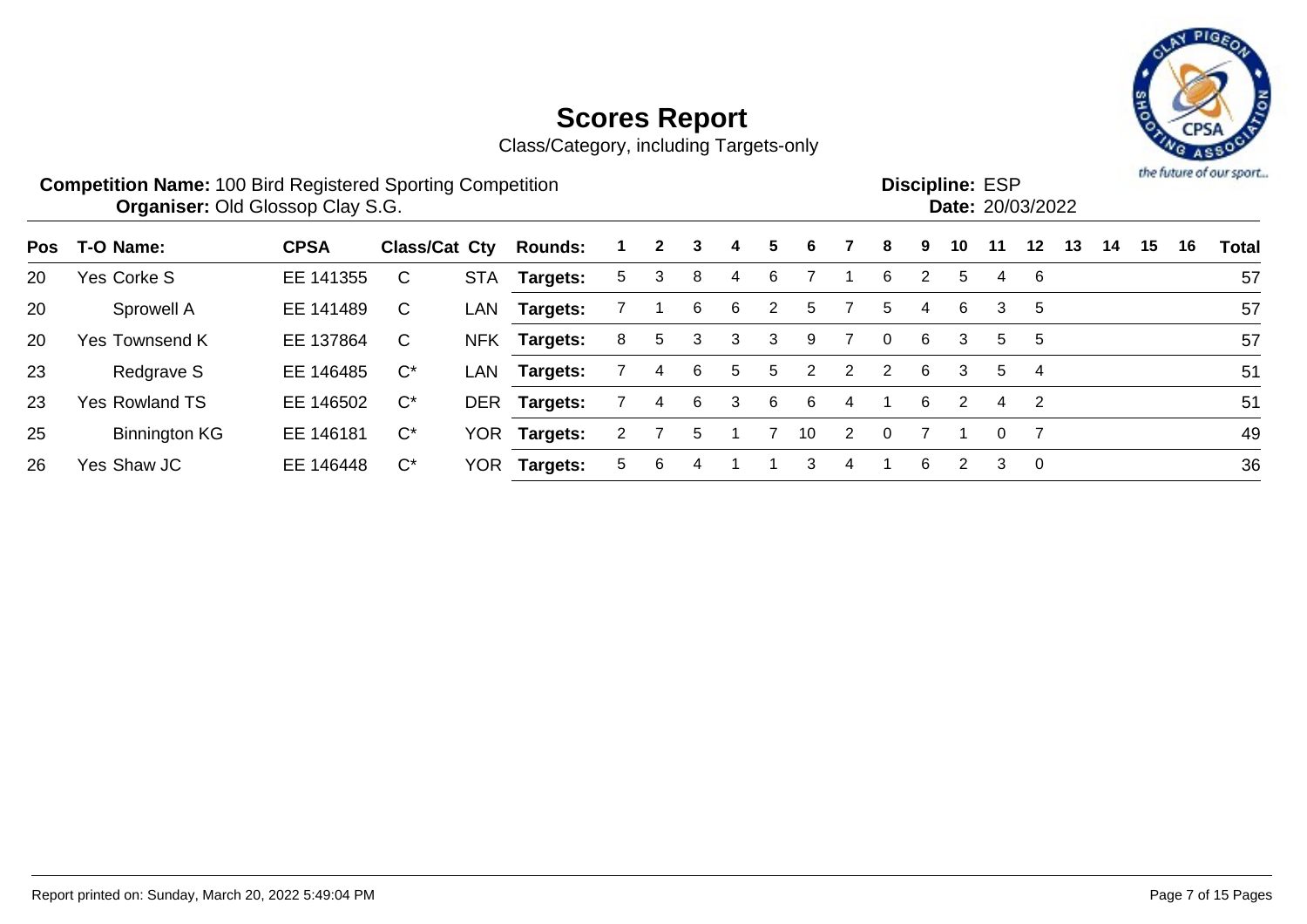# Scores Report

Class/Category, including Targets-only

**Competition Name:** 100 Bird Registered Sporting Competition
**Organiser:** Old Glossop Clay S.G.

**Discipline:** ESP
**Date:** 20/03/2022

| Pos | T-O | Name: | CPSA | Class/Cat | Cty | Rounds: | 1 | 2 | 3 | 4 | 5 | 6 | 7 | 8 | 9 | 10 | 11 | 12 | 13 | 14 | 15 | 16 | Total |
|---|---|---|---|---|---|---|---|---|---|---|---|---|---|---|---|---|---|---|---|---|---|---|---|
| 20 | Yes | Corke S | EE 141355 | C | STA | **Targets:** | 5 | 3 | 8 | 4 | 6 | 7 | 1 | 6 | 2 | 5 | 4 | 6 | | | | | 57 |
| 20 | | Sprowell A | EE 141489 | C | LAN | **Targets:** | 7 | 1 | 6 | 6 | 2 | 5 | 7 | 5 | 4 | 6 | 3 | 5 | | | | | 57 |
| 20 | Yes | Townsend K | EE 137864 | C | NFK | **Targets:** | 8 | 5 | 3 | 3 | 3 | 9 | 7 | 0 | 6 | 3 | 5 | 5 | | | | | 57 |
| 23 | | Redgrave S | EE 146485 | C* | LAN | **Targets:** | 7 | 4 | 6 | 5 | 5 | 2 | 2 | 2 | 6 | 3 | 5 | 4 | | | | | 51 |
| 23 | Yes | Rowland TS | EE 146502 | C* | DER | **Targets:** | 7 | 4 | 6 | 3 | 6 | 6 | 4 | 1 | 6 | 2 | 4 | 2 | | | | | 51 |
| 25 | | Binnington KG | EE 146181 | C* | YOR | **Targets:** | 2 | 7 | 5 | 1 | 7 | 10 | 2 | 0 | 7 | 1 | 0 | 7 | | | | | 49 |
| 26 | Yes | Shaw JC | EE 146448 | C* | YOR | **Targets:** | 5 | 6 | 4 | 1 | 1 | 3 | 4 | 1 | 6 | 2 | 3 | 0 | | | | | 36 |

Report printed on: Sunday, March 20, 2022 5:49:04 PM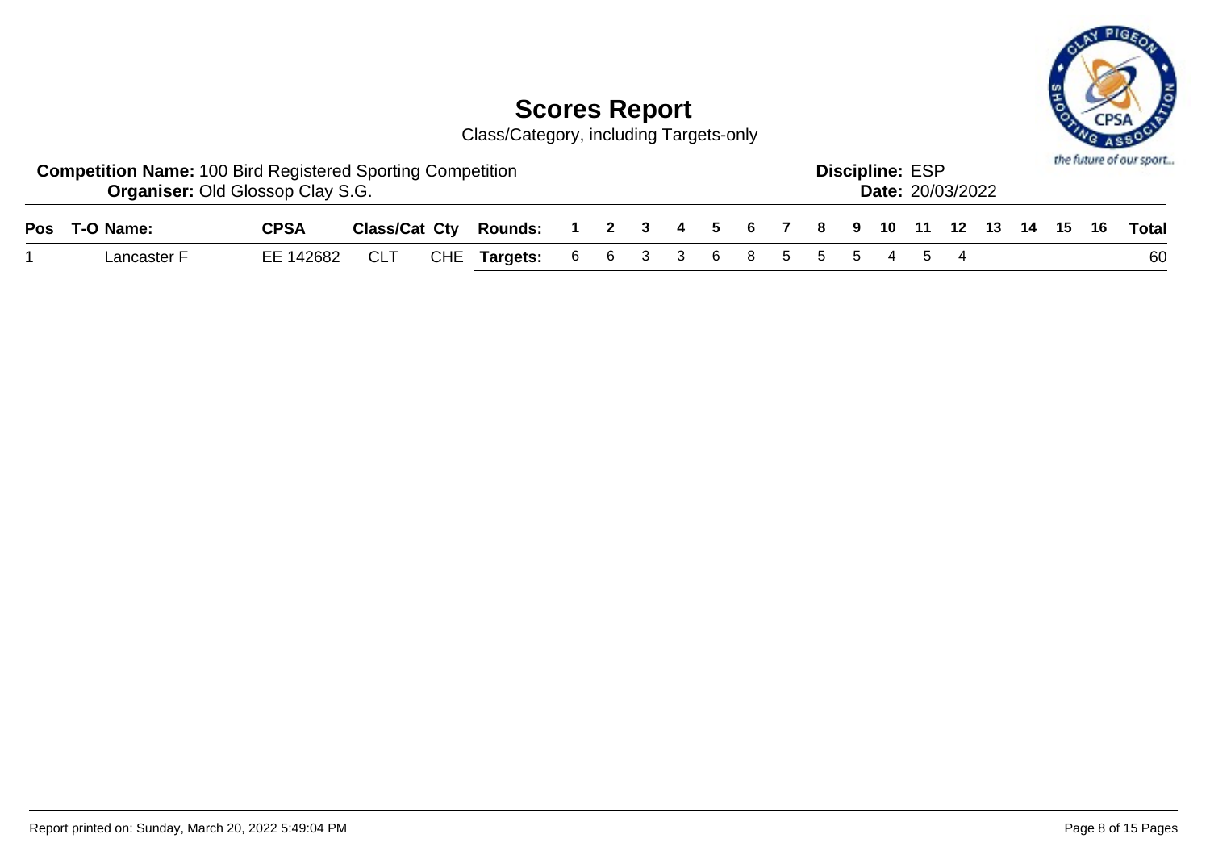# Scores Report

Class/Category, including Targets-only

**Competition Name:** 100 Bird Registered Sporting Competition
**Organiser:** Old Glossop Clay S.G.

**Discipline:** ESP
**Date:** 20/03/2022

| Pos | T-O | Name: | CPSA | Class/Cat | Cty | Rounds: | 1 | 2 | 3 | 4 | 5 | 6 | 7 | 8 | 9 | 10 | 11 | 12 | 13 | 14 | 15 | 16 | Total |
|---|---|---|---|---|---|---|---|---|---|---|---|---|---|---|---|---|---|---|---|---|---|---|---|
| 1 | | Lancaster F | EE 142682 | CLT | CHE | **Targets:** | 6 | 6 | 3 | 3 | 6 | 8 | 5 | 5 | 5 | 4 | 5 | 4 | | | | | 60 |

Report printed on: Sunday, March 20, 2022 5:49:04 PM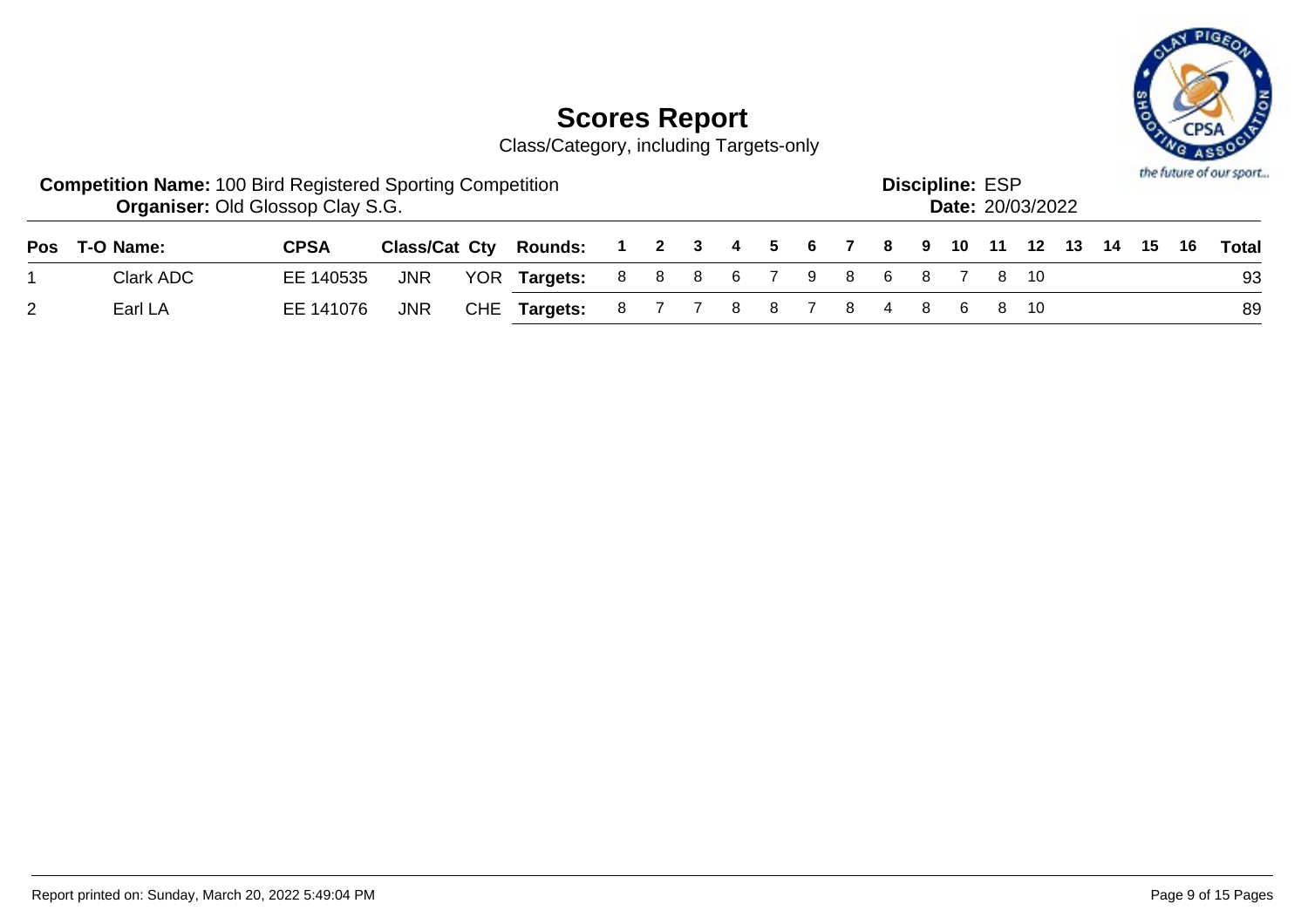# Scores Report

Class/Category, including Targets-only

**Competition Name:** 100 Bird Registered Sporting Competition
**Organiser:** Old Glossop Clay S.G.

**Discipline:** ESP
**Date:** 20/03/2022

| Pos | T-O | Name: | CPSA | Class/Cat | Cty | Rounds: | 1 | 2 | 3 | 4 | 5 | 6 | 7 | 8 | 9 | 10 | 11 | 12 | 13 | 14 | 15 | 16 | Total |
|---|---|---|---|---|---|---|---|---|---|---|---|---|---|---|---|---|---|---|---|---|---|---|---|
| 1 | | Clark ADC | EE 140535 | JNR | YOR | Targets: | 8 | 8 | 8 | 6 | 7 | 9 | 8 | 6 | 8 | 7 | 8 | 10 | | | | | 93 |
| 2 | | Earl LA | EE 141076 | JNR | CHE | Targets: | 8 | 7 | 7 | 8 | 8 | 7 | 8 | 4 | 8 | 6 | 8 | 10 | | | | | 89 |

Report printed on: Sunday, March 20, 2022 5:49:04 PM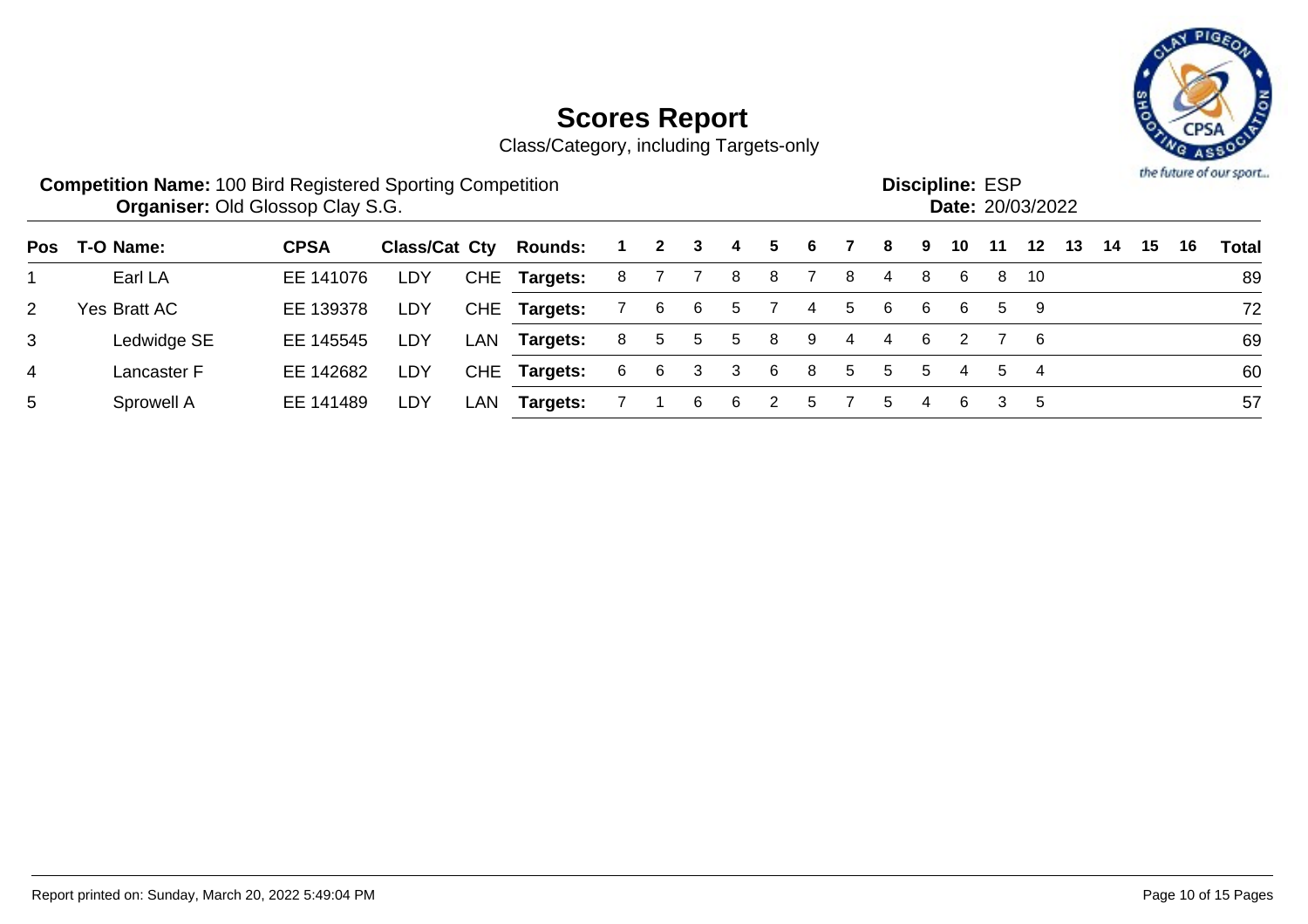# Scores Report

Class/Category, including Targets-only

**Competition Name:** 100 Bird Registered Sporting Competition
**Organiser:** Old Glossop Clay S.G.

**Discipline:** ESP
**Date:** 20/03/2022

| Pos | T-O | Name: | CPSA | Class/Cat | Cty | Rounds: | 1 | 2 | 3 | 4 | 5 | 6 | 7 | 8 | 9 | 10 | 11 | 12 | 13 | 14 | 15 | 16 | Total |
|---|---|---|---|---|---|---|---|---|---|---|---|---|---|---|---|---|---|---|---|---|---|---|---|
| 1 | | Earl LA | EE 141076 | LDY | CHE | **Targets:** | 8 | 7 | 7 | 8 | 8 | 7 | 8 | 4 | 8 | 6 | 8 | 10 | | | | | 89 |
| 2 | Yes | Bratt AC | EE 139378 | LDY | CHE | **Targets:** | 7 | 6 | 6 | 5 | 7 | 4 | 5 | 6 | 6 | 6 | 5 | 9 | | | | | 72 |
| 3 | | Ledwidge SE | EE 145545 | LDY | LAN | **Targets:** | 8 | 5 | 5 | 5 | 8 | 9 | 4 | 4 | 6 | 2 | 7 | 6 | | | | | 69 |
| 4 | | Lancaster F | EE 142682 | LDY | CHE | **Targets:** | 6 | 6 | 3 | 3 | 6 | 8 | 5 | 5 | 5 | 4 | 5 | 4 | | | | | 60 |
| 5 | | Sprowell A | EE 141489 | LDY | LAN | **Targets:** | 7 | 1 | 6 | 6 | 2 | 5 | 7 | 5 | 4 | 6 | 3 | 5 | | | | | 57 |

Report printed on: Sunday, March 20, 2022 5:49:04 PM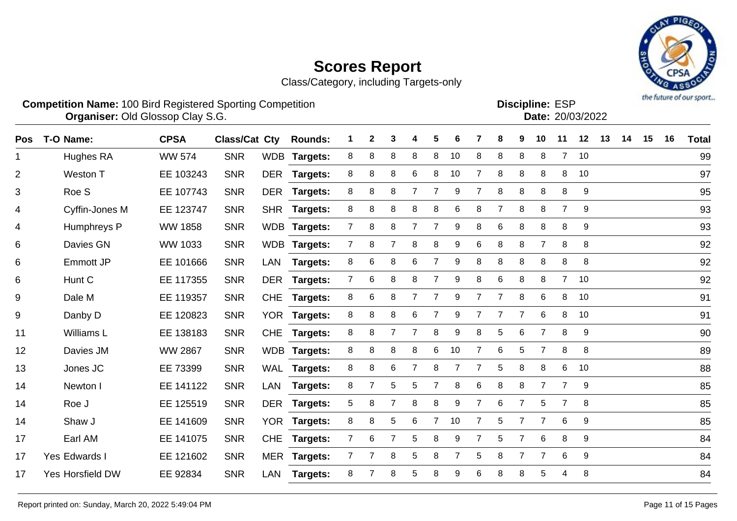# Scores Report

Class/Category, including Targets-only

**Competition Name:** 100 Bird Registered Sporting Competition
**Organiser:** Old Glossop Clay S.G.

**Discipline:** ESP
**Date:** 20/03/2022

| Pos | T-O | Name: | CPSA | Class/Cat | Cty | Rounds: | 1 | 2 | 3 | 4 | 5 | 6 | 7 | 8 | 9 | 10 | 11 | 12 | 13 | 14 | 15 | 16 | Total |
|---|---|---|---|---|---|---|---|---|---|---|---|---|---|---|---|---|---|---|---|---|---|---|---|
| 1 | | Hughes RA | WW 574 | SNR | WDB | Targets: | 8 | 8 | 8 | 8 | 8 | 10 | 8 | 8 | 8 | 8 | 7 | 10 | | | | | 99 |
| 2 | | Weston T | EE 103243 | SNR | DER | Targets: | 8 | 8 | 8 | 6 | 8 | 10 | 7 | 8 | 8 | 8 | 8 | 10 | | | | | 97 |
| 3 | | Roe S | EE 107743 | SNR | DER | Targets: | 8 | 8 | 8 | 7 | 7 | 9 | 7 | 8 | 8 | 8 | 8 | 9 | | | | | 95 |
| 4 | | Cyffin-Jones M | EE 123747 | SNR | SHR | Targets: | 8 | 8 | 8 | 8 | 8 | 6 | 8 | 7 | 8 | 8 | 7 | 9 | | | | | 93 |
| 4 | | Humphreys P | WW 1858 | SNR | WDB | Targets: | 7 | 8 | 8 | 7 | 7 | 9 | 8 | 6 | 8 | 8 | 8 | 9 | | | | | 93 |
| 6 | | Davies GN | WW 1033 | SNR | WDB | Targets: | 7 | 8 | 7 | 8 | 8 | 9 | 6 | 8 | 8 | 7 | 8 | 8 | | | | | 92 |
| 6 | | Emmott JP | EE 101666 | SNR | LAN | Targets: | 8 | 6 | 8 | 6 | 7 | 9 | 8 | 8 | 8 | 8 | 8 | 8 | | | | | 92 |
| 6 | | Hunt C | EE 117355 | SNR | DER | Targets: | 7 | 6 | 8 | 8 | 7 | 9 | 8 | 6 | 8 | 8 | 7 | 10 | | | | | 92 |
| 9 | | Dale M | EE 119357 | SNR | CHE | Targets: | 8 | 6 | 8 | 7 | 7 | 9 | 7 | 7 | 8 | 6 | 8 | 10 | | | | | 91 |
| 9 | | Danby D | EE 120823 | SNR | YOR | Targets: | 8 | 8 | 8 | 6 | 7 | 9 | 7 | 7 | 7 | 6 | 8 | 10 | | | | | 91 |
| 11 | | Williams L | EE 138183 | SNR | CHE | Targets: | 8 | 8 | 7 | 7 | 8 | 9 | 8 | 5 | 6 | 7 | 8 | 9 | | | | | 90 |
| 12 | | Davies JM | WW 2867 | SNR | WDB | Targets: | 8 | 8 | 8 | 8 | 6 | 10 | 7 | 6 | 5 | 7 | 8 | 8 | | | | | 89 |
| 13 | | Jones JC | EE 73399 | SNR | WAL | Targets: | 8 | 8 | 6 | 7 | 8 | 7 | 7 | 5 | 8 | 8 | 6 | 10 | | | | | 88 |
| 14 | | Newton I | EE 141122 | SNR | LAN | Targets: | 8 | 7 | 5 | 5 | 7 | 8 | 6 | 8 | 8 | 7 | 7 | 9 | | | | | 85 |
| 14 | | Roe J | EE 125519 | SNR | DER | Targets: | 5 | 8 | 7 | 8 | 8 | 9 | 7 | 6 | 7 | 5 | 7 | 8 | | | | | 85 |
| 14 | | Shaw J | EE 141609 | SNR | YOR | Targets: | 8 | 8 | 5 | 6 | 7 | 10 | 7 | 5 | 7 | 7 | 6 | 9 | | | | | 85 |
| 17 | | Earl AM | EE 141075 | SNR | CHE | Targets: | 7 | 6 | 7 | 5 | 8 | 9 | 7 | 5 | 7 | 6 | 8 | 9 | | | | | 84 |
| 17 | Yes | Edwards I | EE 121602 | SNR | MER | Targets: | 7 | 7 | 8 | 5 | 8 | 7 | 5 | 8 | 7 | 7 | 6 | 9 | | | | | 84 |
| 17 | Yes | Horsfield DW | EE 92834 | SNR | LAN | Targets: | 8 | 7 | 8 | 5 | 8 | 9 | 6 | 8 | 8 | 5 | 4 | 8 | | | | | 84 |

Report printed on: Sunday, March 20, 2022 5:49:04 PM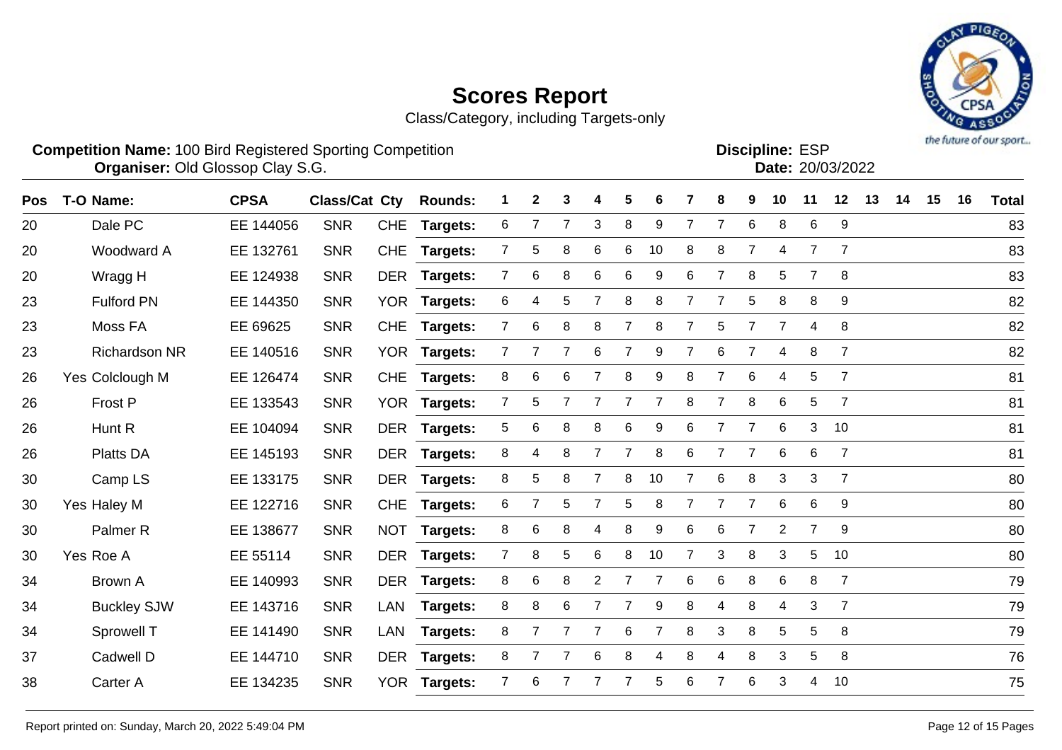# Scores Report

Class/Category, including Targets-only

**Competition Name:** 100 Bird Registered Sporting Competition
**Organiser:** Old Glossop Clay S.G.

**Discipline:** ESP
**Date:** 20/03/2022

| Pos | T-O | Name: | CPSA | Class/Cat | Cty | Rounds: | 1 | 2 | 3 | 4 | 5 | 6 | 7 | 8 | 9 | 10 | 11 | 12 | 13 | 14 | 15 | 16 | Total |
|---|---|---|---|---|---|---|---|---|---|---|---|---|---|---|---|---|---|---|---|---|---|---|---|
| 20 | | Dale PC | EE 144056 | SNR | CHE | Targets: | 6 | 7 | 7 | 3 | 8 | 9 | 7 | 7 | 6 | 8 | 6 | 9 | | | | | 83 |
| 20 | | Woodward A | EE 132761 | SNR | CHE | Targets: | 7 | 5 | 8 | 6 | 6 | 10 | 8 | 8 | 7 | 4 | 7 | 7 | | | | | 83 |
| 20 | | Wragg H | EE 124938 | SNR | DER | Targets: | 7 | 6 | 8 | 6 | 6 | 9 | 6 | 7 | 8 | 5 | 7 | 8 | | | | | 83 |
| 23 | | Fulford PN | EE 144350 | SNR | YOR | Targets: | 6 | 4 | 5 | 7 | 8 | 8 | 7 | 7 | 5 | 8 | 8 | 9 | | | | | 82 |
| 23 | | Moss FA | EE 69625 | SNR | CHE | Targets: | 7 | 6 | 8 | 8 | 7 | 8 | 7 | 5 | 7 | 7 | 4 | 8 | | | | | 82 |
| 23 | | Richardson NR | EE 140516 | SNR | YOR | Targets: | 7 | 7 | 7 | 6 | 7 | 9 | 7 | 6 | 7 | 4 | 8 | 7 | | | | | 82 |
| 26 | Yes | Colclough M | EE 126474 | SNR | CHE | Targets: | 8 | 6 | 6 | 7 | 8 | 9 | 8 | 7 | 6 | 4 | 5 | 7 | | | | | 81 |
| 26 | | Frost P | EE 133543 | SNR | YOR | Targets: | 7 | 5 | 7 | 7 | 7 | 7 | 8 | 7 | 8 | 6 | 5 | 7 | | | | | 81 |
| 26 | | Hunt R | EE 104094 | SNR | DER | Targets: | 5 | 6 | 8 | 8 | 6 | 9 | 6 | 7 | 7 | 6 | 3 | 10 | | | | | 81 |
| 26 | | Platts DA | EE 145193 | SNR | DER | Targets: | 8 | 4 | 8 | 7 | 7 | 8 | 6 | 7 | 7 | 6 | 6 | 7 | | | | | 81 |
| 30 | | Camp LS | EE 133175 | SNR | DER | Targets: | 8 | 5 | 8 | 7 | 8 | 10 | 7 | 6 | 8 | 3 | 3 | 7 | | | | | 80 |
| 30 | Yes | Haley M | EE 122716 | SNR | CHE | Targets: | 6 | 7 | 5 | 7 | 5 | 8 | 7 | 7 | 7 | 6 | 6 | 9 | | | | | 80 |
| 30 | | Palmer R | EE 138677 | SNR | NOT | Targets: | 8 | 6 | 8 | 4 | 8 | 9 | 6 | 6 | 7 | 2 | 7 | 9 | | | | | 80 |
| 30 | Yes | Roe A | EE 55114 | SNR | DER | Targets: | 7 | 8 | 5 | 6 | 8 | 10 | 7 | 3 | 8 | 3 | 5 | 10 | | | | | 80 |
| 34 | | Brown A | EE 140993 | SNR | DER | Targets: | 8 | 6 | 8 | 2 | 7 | 7 | 6 | 6 | 8 | 6 | 8 | 7 | | | | | 79 |
| 34 | | Buckley SJW | EE 143716 | SNR | LAN | Targets: | 8 | 8 | 6 | 7 | 7 | 9 | 8 | 4 | 8 | 4 | 3 | 7 | | | | | 79 |
| 34 | | Sprowell T | EE 141490 | SNR | LAN | Targets: | 8 | 7 | 7 | 7 | 6 | 7 | 8 | 3 | 8 | 5 | 5 | 8 | | | | | 79 |
| 37 | | Cadwell D | EE 144710 | SNR | DER | Targets: | 8 | 7 | 7 | 6 | 8 | 4 | 8 | 4 | 8 | 3 | 5 | 8 | | | | | 76 |
| 38 | | Carter A | EE 134235 | SNR | YOR | Targets: | 7 | 6 | 7 | 7 | 7 | 5 | 6 | 7 | 6 | 3 | 4 | 10 | | | | | 75 |

Report printed on: Sunday, March 20, 2022 5:49:04 PM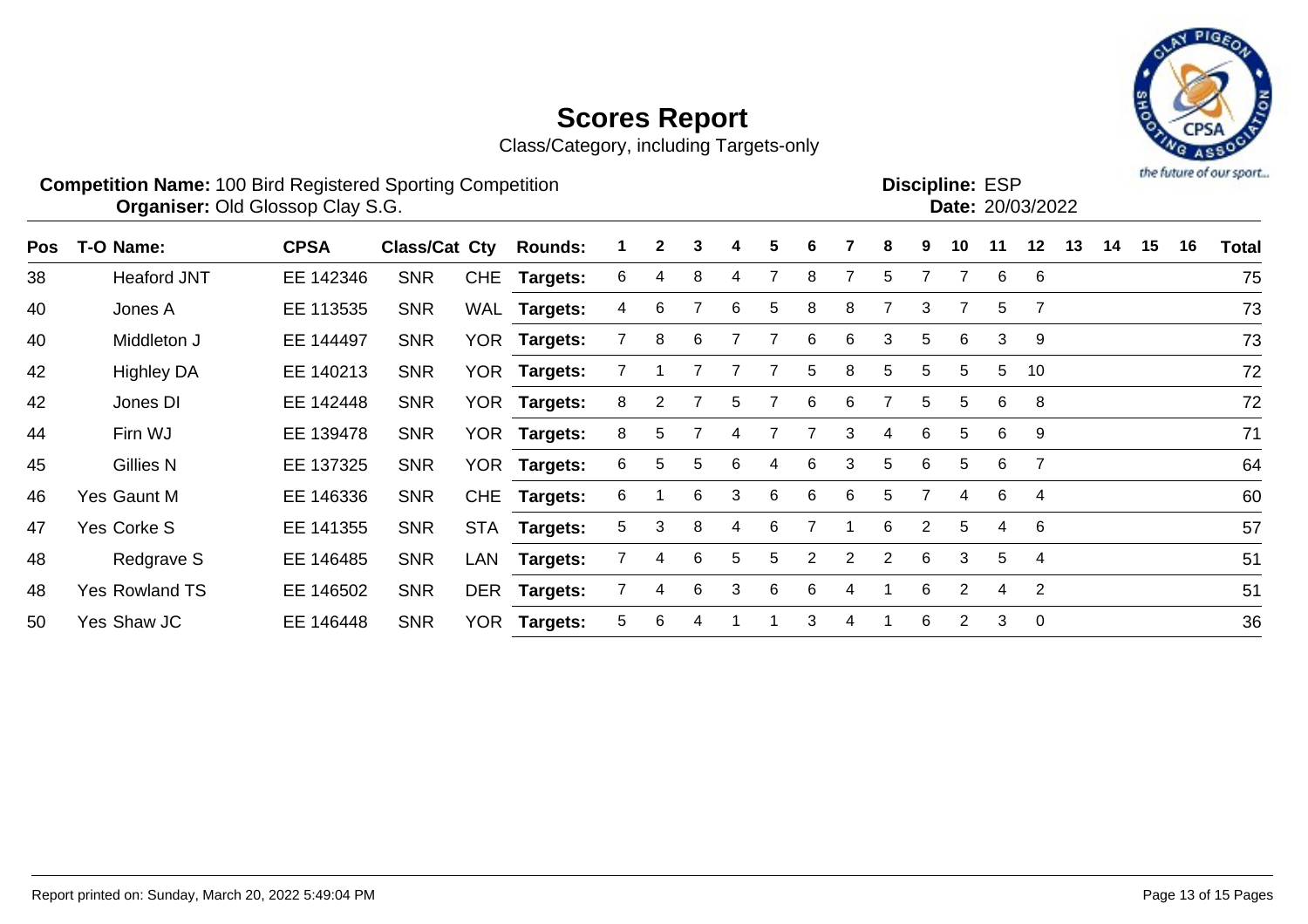# Scores Report

Class/Category, including Targets-only

**Competition Name:** 100 Bird Registered Sporting Competition
**Organiser:** Old Glossop Clay S.G.

**Discipline:** ESP
**Date:** 20/03/2022

| Pos | T-O | Name: | CPSA | Class/Cat | Cty | Rounds: | 1 | 2 | 3 | 4 | 5 | 6 | 7 | 8 | 9 | 10 | 11 | 12 | 13 | 14 | 15 | 16 | Total |
|---|---|---|---|---|---|---|---|---|---|---|---|---|---|---|---|---|---|---|---|---|---|---|---|
| 38 | | Heaford JNT | EE 142346 | SNR | CHE | Targets: | 6 | 4 | 8 | 4 | 7 | 8 | 7 | 5 | 7 | 7 | 6 | 6 | | | | | 75 |
| 40 | | Jones A | EE 113535 | SNR | WAL | Targets: | 4 | 6 | 7 | 6 | 5 | 8 | 8 | 7 | 3 | 7 | 5 | 7 | | | | | 73 |
| 40 | | Middleton J | EE 144497 | SNR | YOR | Targets: | 7 | 8 | 6 | 7 | 7 | 6 | 6 | 3 | 5 | 6 | 3 | 9 | | | | | 73 |
| 42 | | Highley DA | EE 140213 | SNR | YOR | Targets: | 7 | 1 | 7 | 7 | 7 | 5 | 8 | 5 | 5 | 5 | 5 | 10 | | | | | 72 |
| 42 | | Jones DI | EE 142448 | SNR | YOR | Targets: | 8 | 2 | 7 | 5 | 7 | 6 | 6 | 7 | 5 | 5 | 6 | 8 | | | | | 72 |
| 44 | | Firn WJ | EE 139478 | SNR | YOR | Targets: | 8 | 5 | 7 | 4 | 7 | 7 | 3 | 4 | 6 | 5 | 6 | 9 | | | | | 71 |
| 45 | | Gillies N | EE 137325 | SNR | YOR | Targets: | 6 | 5 | 5 | 6 | 4 | 6 | 3 | 5 | 6 | 5 | 6 | 7 | | | | | 64 |
| 46 | Yes | Gaunt M | EE 146336 | SNR | CHE | Targets: | 6 | 1 | 6 | 3 | 6 | 6 | 6 | 5 | 7 | 4 | 6 | 4 | | | | | 60 |
| 47 | Yes | Corke S | EE 141355 | SNR | STA | Targets: | 5 | 3 | 8 | 4 | 6 | 7 | 1 | 6 | 2 | 5 | 4 | 6 | | | | | 57 |
| 48 | | Redgrave S | EE 146485 | SNR | LAN | Targets: | 7 | 4 | 6 | 5 | 5 | 2 | 2 | 2 | 6 | 3 | 5 | 4 | | | | | 51 |
| 48 | Yes | Rowland TS | EE 146502 | SNR | DER | Targets: | 7 | 4 | 6 | 3 | 6 | 6 | 4 | 1 | 6 | 2 | 4 | 2 | | | | | 51 |
| 50 | Yes | Shaw JC | EE 146448 | SNR | YOR | Targets: | 5 | 6 | 4 | 1 | 1 | 3 | 4 | 1 | 6 | 2 | 3 | 0 | | | | | 36 |

Report printed on: Sunday, March 20, 2022 5:49:04 PM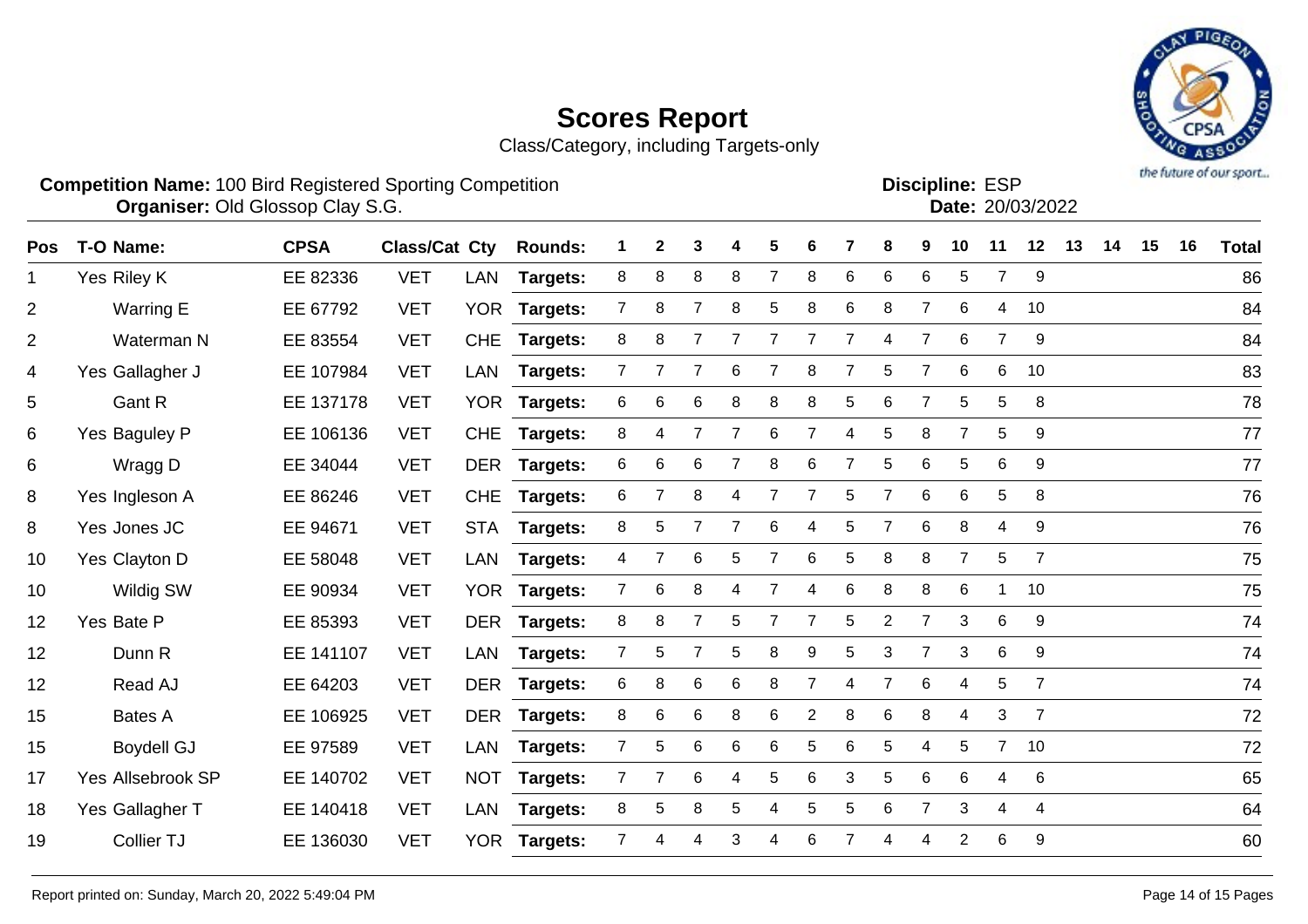# Scores Report

Class/Category, including Targets-only

**Competition Name:** 100 Bird Registered Sporting Competition
**Organiser:** Old Glossop Clay S.G.

**Discipline:** ESP
**Date:** 20/03/2022

| Pos | T-O | Name: | CPSA | Class/Cat | Cty | Rounds: | 1 | 2 | 3 | 4 | 5 | 6 | 7 | 8 | 9 | 10 | 11 | 12 | 13 | 14 | 15 | 16 | Total |
|---|---|---|---|---|---|---|---|---|---|---|---|---|---|---|---|---|---|---|---|---|---|---|---|
| 1 | Yes | Riley K | EE 82336 | VET | LAN | Targets: | 8 | 8 | 8 | 8 | 7 | 8 | 6 | 6 | 6 | 5 | 7 | 9 | | | | | 86 |
| 2 | | Warring E | EE 67792 | VET | YOR | Targets: | 7 | 8 | 7 | 8 | 5 | 8 | 6 | 8 | 7 | 6 | 4 | 10 | | | | | 84 |
| 2 | | Waterman N | EE 83554 | VET | CHE | Targets: | 8 | 8 | 7 | 7 | 7 | 7 | 7 | 4 | 7 | 6 | 7 | 9 | | | | | 84 |
| 4 | Yes | Gallagher J | EE 107984 | VET | LAN | Targets: | 7 | 7 | 7 | 6 | 7 | 8 | 7 | 5 | 7 | 6 | 6 | 10 | | | | | 83 |
| 5 | | Gant R | EE 137178 | VET | YOR | Targets: | 6 | 6 | 6 | 8 | 8 | 8 | 5 | 6 | 7 | 5 | 5 | 8 | | | | | 78 |
| 6 | Yes | Baguley P | EE 106136 | VET | CHE | Targets: | 8 | 4 | 7 | 7 | 6 | 7 | 4 | 5 | 8 | 7 | 5 | 9 | | | | | 77 |
| 6 | | Wragg D | EE 34044 | VET | DER | Targets: | 6 | 6 | 6 | 7 | 8 | 6 | 7 | 5 | 6 | 5 | 6 | 9 | | | | | 77 |
| 8 | Yes | Ingleson A | EE 86246 | VET | CHE | Targets: | 6 | 7 | 8 | 4 | 7 | 7 | 5 | 7 | 6 | 6 | 5 | 8 | | | | | 76 |
| 8 | Yes | Jones JC | EE 94671 | VET | STA | Targets: | 8 | 5 | 7 | 7 | 6 | 4 | 5 | 7 | 6 | 8 | 4 | 9 | | | | | 76 |
| 10 | Yes | Clayton D | EE 58048 | VET | LAN | Targets: | 4 | 7 | 6 | 5 | 7 | 6 | 5 | 8 | 8 | 7 | 5 | 7 | | | | | 75 |
| 10 | | Wildig SW | EE 90934 | VET | YOR | Targets: | 7 | 6 | 8 | 4 | 7 | 4 | 6 | 8 | 8 | 6 | 1 | 10 | | | | | 75 |
| 12 | Yes | Bate P | EE 85393 | VET | DER | Targets: | 8 | 8 | 7 | 5 | 7 | 7 | 5 | 2 | 7 | 3 | 6 | 9 | | | | | 74 |
| 12 | | Dunn R | EE 141107 | VET | LAN | Targets: | 7 | 5 | 7 | 5 | 8 | 9 | 5 | 3 | 7 | 3 | 6 | 9 | | | | | 74 |
| 12 | | Read AJ | EE 64203 | VET | DER | Targets: | 6 | 8 | 6 | 6 | 8 | 7 | 4 | 7 | 6 | 4 | 5 | 7 | | | | | 74 |
| 15 | | Bates A | EE 106925 | VET | DER | Targets: | 8 | 6 | 6 | 8 | 6 | 2 | 8 | 6 | 8 | 4 | 3 | 7 | | | | | 72 |
| 15 | | Boydell GJ | EE 97589 | VET | LAN | Targets: | 7 | 5 | 6 | 6 | 6 | 5 | 6 | 5 | 4 | 5 | 7 | 10 | | | | | 72 |
| 17 | Yes | Allsebrook SP | EE 140702 | VET | NOT | Targets: | 7 | 7 | 6 | 4 | 5 | 6 | 3 | 5 | 6 | 6 | 4 | 6 | | | | | 65 |
| 18 | Yes | Gallagher T | EE 140418 | VET | LAN | Targets: | 8 | 5 | 8 | 5 | 4 | 5 | 5 | 6 | 7 | 3 | 4 | 4 | | | | | 64 |
| 19 | | Collier TJ | EE 136030 | VET | YOR | Targets: | 7 | 4 | 4 | 3 | 4 | 6 | 7 | 4 | 4 | 2 | 6 | 9 | | | | | 60 |

Report printed on: Sunday, March 20, 2022 5:49:04 PM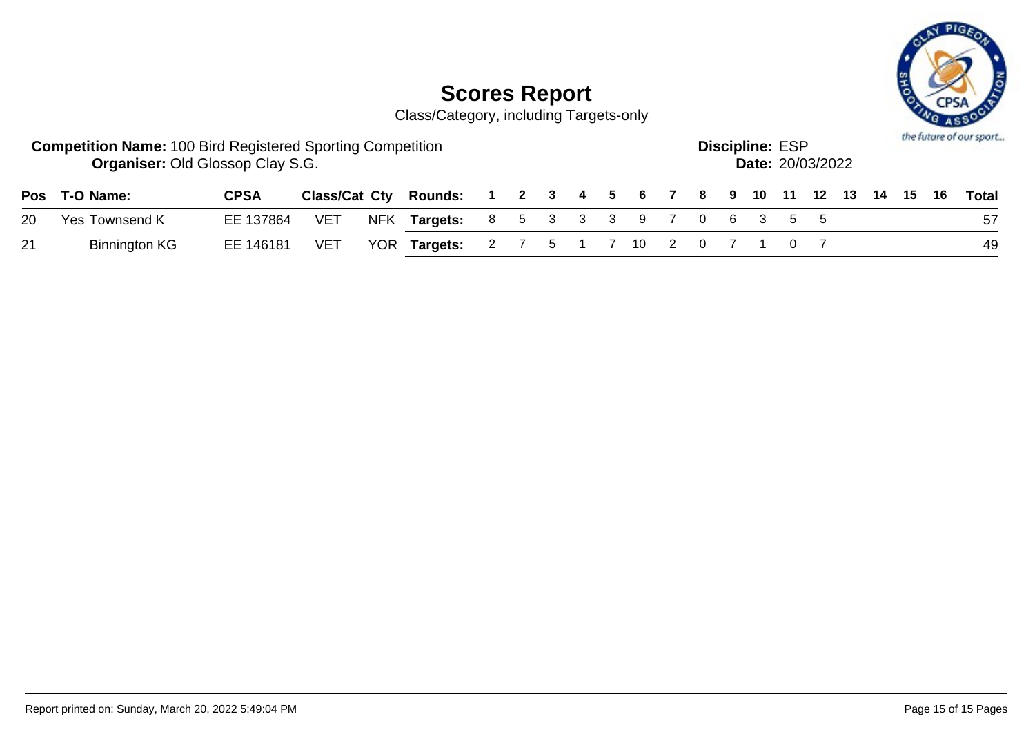# Scores Report

Class/Category, including Targets-only

**Competition Name:** 100 Bird Registered Sporting Competition
**Organiser:** Old Glossop Clay S.G.

**Discipline:** ESP
**Date:** 20/03/2022

| Pos | T-O | Name: | CPSA | Class/Cat | Cty | Rounds: | 1 | 2 | 3 | 4 | 5 | 6 | 7 | 8 | 9 | 10 | 11 | 12 | 13 | 14 | 15 | 16 | Total |
|---|---|---|---|---|---|---|---|---|---|---|---|---|---|---|---|---|---|---|---|---|---|---|---|
| 20 | Yes | Townsend K | EE 137864 | VET | NFK | **Targets:** | 8 | 5 | 3 | 3 | 3 | 9 | 7 | 0 | 6 | 3 | 5 | 5 | | | | | 57 |
| 21 | | Binnington KG | EE 146181 | VET | YOR | **Targets:** | 2 | 7 | 5 | 1 | 7 | 10 | 2 | 0 | 7 | 1 | 0 | 7 | | | | | 49 |

Report printed on: Sunday, March 20, 2022 5:49:04 PM